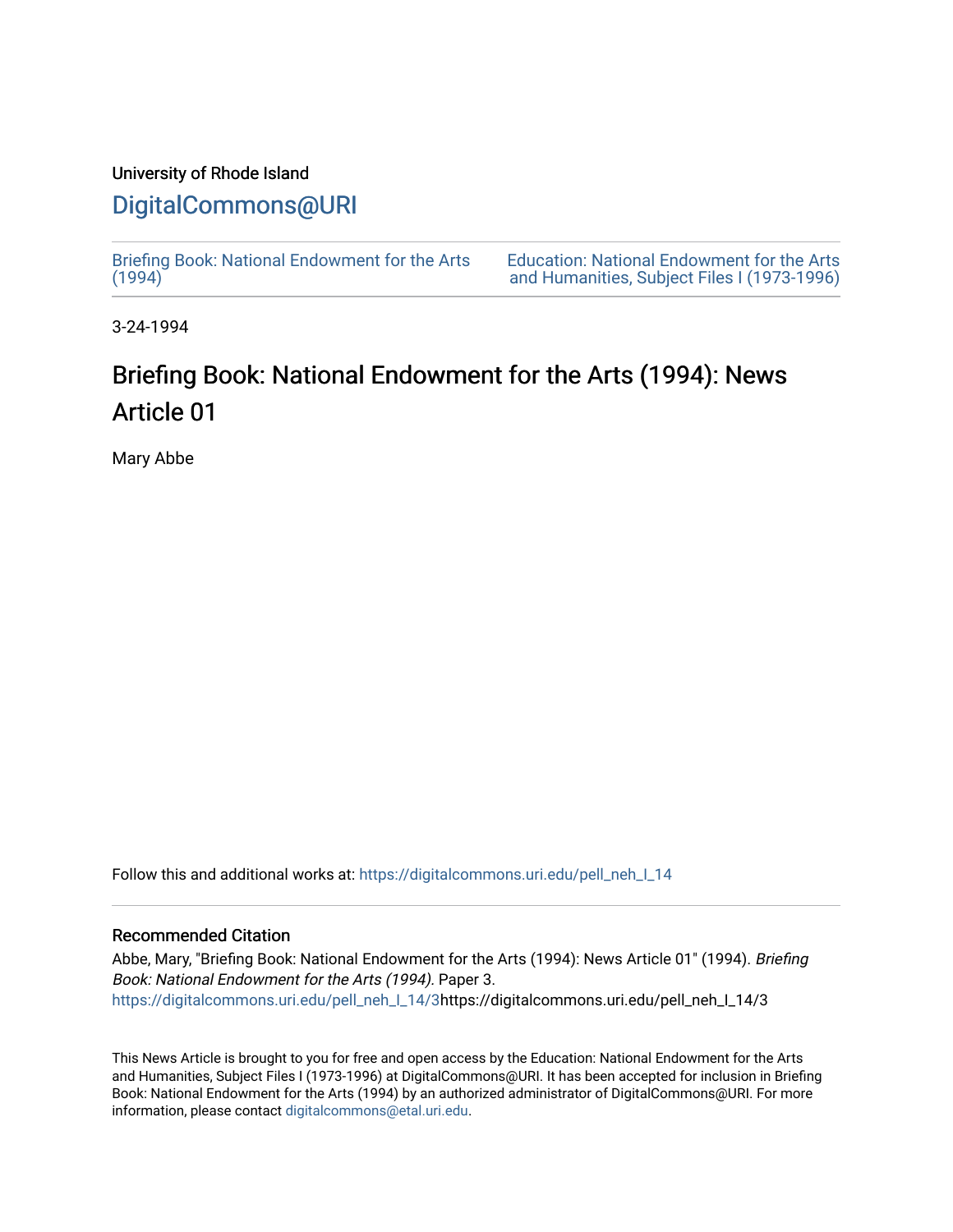University of Rhode Island

## DigitalCommons@URI

Briefing Book: National Endowment for the Arts (1994)

Education: National Endowment for the Arts and Humanities, Subject Files I (1973-1996)

3-24-1994

# Briefing Book: National Endowment for the Arts (1994): News Article 01

Mary Abbe

Follow this and additional works at: https://digitalcommons.uri.edu/pell_neh_I_14

### Recommended Citation

Abbe, Mary, "Briefing Book: National Endowment for the Arts (1994): News Article 01" (1994). *Briefing Book: National Endowment for the Arts (1994).* Paper 3.
https://digitalcommons.uri.edu/pell_neh_I_14/3https://digitalcommons.uri.edu/pell_neh_I_14/3

This News Article is brought to you for free and open access by the Education: National Endowment for the Arts and Humanities, Subject Files I (1973-1996) at DigitalCommons@URI. It has been accepted for inclusion in Briefing Book: National Endowment for the Arts (1994) by an authorized administrator of DigitalCommons@URI. For more information, please contact digitalcommons@etal.uri.edu.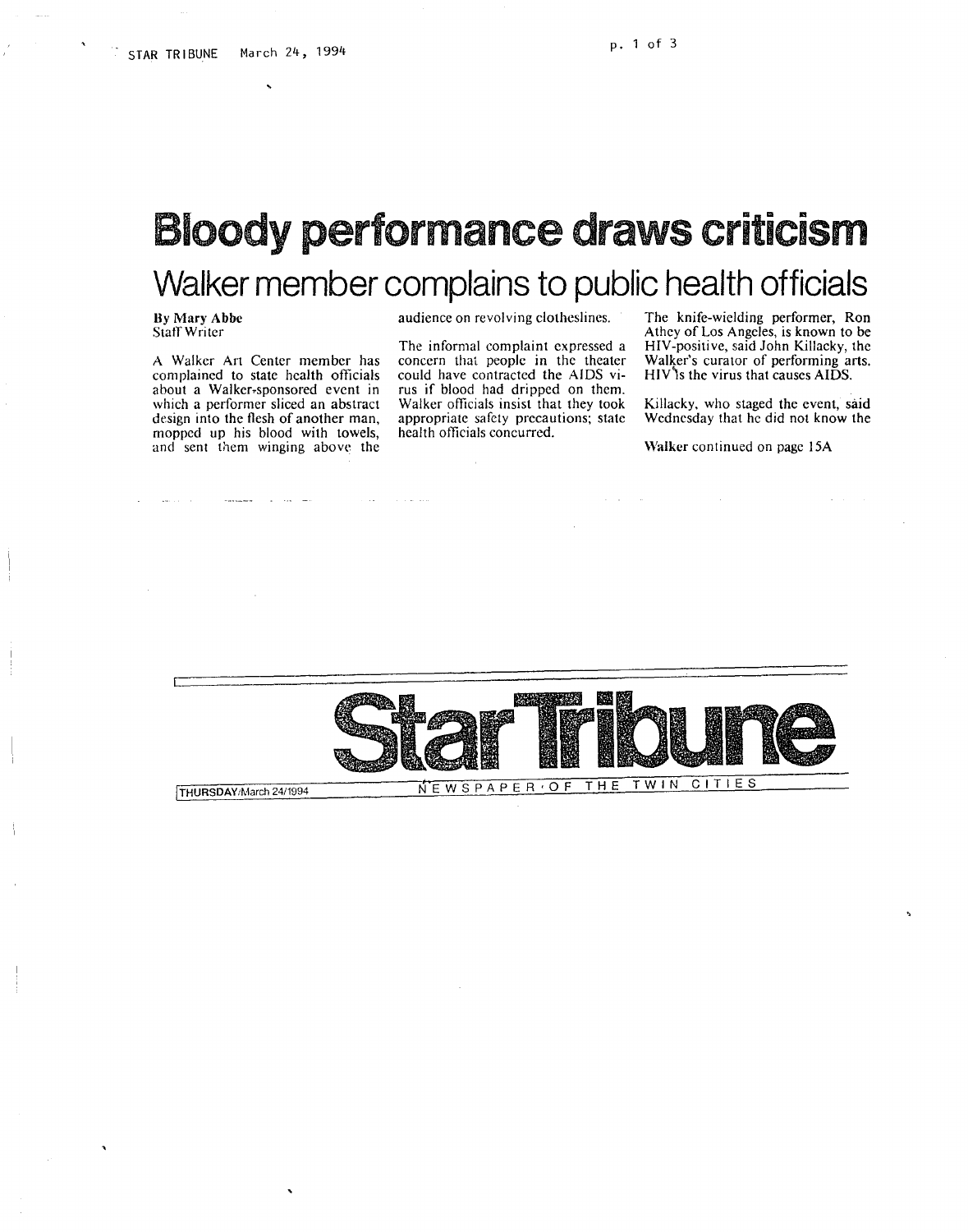# Bloody performance draws criticism

## Walker member complains to public health officials

**By Mary Abbe**
Staff Writer

A Walker Art Center member has complained to state health officials about a Walker-sponsored event in which a performer sliced an abstract design into the flesh of another man, mopped up his blood with towels, and sent them winging above the audience on revolving clotheslines.

The informal complaint expressed a concern that people in the theater could have contracted the AIDS virus if blood had dripped on them. Walker officials insist that they took appropriate safety precautions; state health officials concurred.

The knife-wielding performer, Ron Athey of Los Angeles, is known to be HIV-positive, said John Killacky, the Walker's curator of performing arts. HIV is the virus that causes AIDS.

Killacky, who staged the event, said Wednesday that he did not know the

**Walker** continued on page 15A

THURSDAY/March 24/1994

**Star Tribune**

NEWSPAPER OF THE TWIN CITIES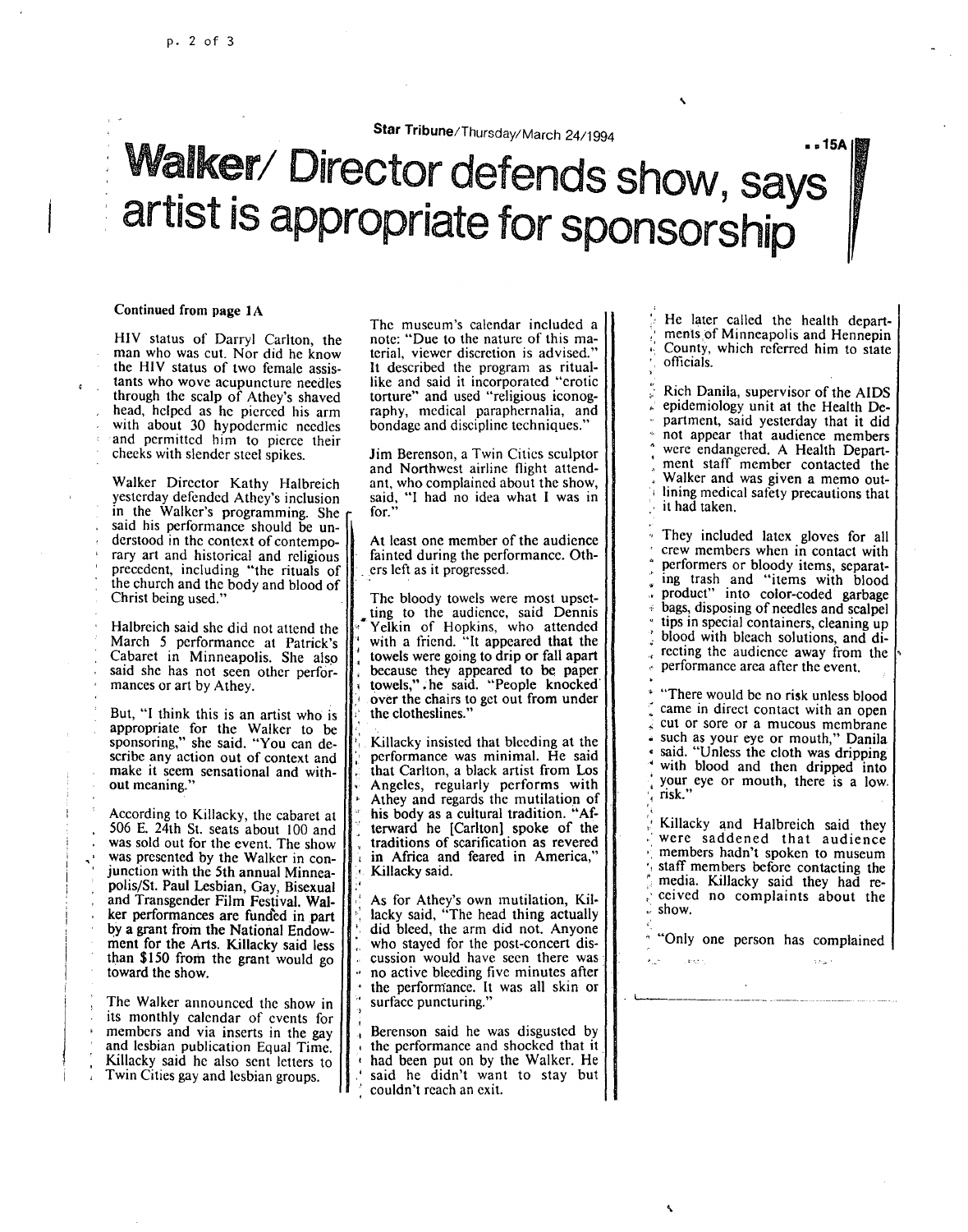Star Tribune/Thursday/March 24/1994

# Walker/ Director defends show, says artist is appropriate for sponsorship

**Continued from page 1A**

HIV status of Darryl Carlton, the man who was cut. Nor did he know the HIV status of two female assistants who wove acupuncture needles through the scalp of Athey's shaved head, helped as he pierced his arm with about 30 hypodermic needles and permitted him to pierce their cheeks with slender steel spikes.

Walker Director Kathy Halbreich yesterday defended Athey's inclusion in the Walker's programming. She said his performance should be understood in the context of contemporary art and historical and religious precedent, including "the rituals of the church and the body and blood of Christ being used."

Halbreich said she did not attend the March 5 performance at Patrick's Cabaret in Minneapolis. She also said she has not seen other performances or art by Athey.

But, "I think this is an artist who is appropriate for the Walker to be sponsoring," she said. "You can describe any action out of context and make it seem sensational and without meaning."

According to Killacky, the cabaret at 506 E. 24th St. seats about 100 and was sold out for the event. The show was presented by the Walker in conjunction with the 5th annual Minneapolis/St. Paul Lesbian, Gay, Bisexual and Transgender Film Festival. Walker performances are funded in part by a grant from the National Endowment for the Arts. Killacky said less than $150 from the grant would go toward the show.

The Walker announced the show in its monthly calendar of events for members and via inserts in the gay and lesbian publication Equal Time. Killacky said he also sent letters to Twin Cities gay and lesbian groups.

The museum's calendar included a note: "Due to the nature of this material, viewer discretion is advised." It described the program as ritual-like and said it incorporated "erotic torture" and used "religious iconography, medical paraphernalia, and bondage and discipline techniques."

Jim Berenson, a Twin Cities sculptor and Northwest airline flight attendant, who complained about the show, said, "I had no idea what I was in for."

At least one member of the audience fainted during the performance. Others left as it progressed.

The bloody towels were most upsetting to the audience, said Dennis Yelkin of Hopkins, who attended with a friend. "It appeared that the towels were going to drip or fall apart because they appeared to be paper towels," he said. "People knocked over the chairs to get out from under the clotheslines."

Killacky insisted that bleeding at the performance was minimal. He said that Carlton, a black artist from Los Angeles, regularly performs with Athey and regards the mutilation of his body as a cultural tradition. "Afterward he [Carlton] spoke of the traditions of scarification as revered in Africa and feared in America," Killacky said.

As for Athey's own mutilation, Killacky said, "The head thing actually did bleed, the arm did not. Anyone who stayed for the post-concert discussion would have seen there was no active bleeding five minutes after the performance. It was all skin or surface puncturing."

Berenson said he was disgusted by the performance and shocked that it had been put on by the Walker. He said he didn't want to stay but couldn't reach an exit.

He later called the health departments of Minneapolis and Hennepin County, which referred him to state officials.

Rich Danila, supervisor of the AIDS epidemiology unit at the Health Department, said yesterday that it did not appear that audience members were endangered. A Health Department staff member contacted the Walker and was given a memo outlining medical safety precautions that it had taken.

They included latex gloves for all crew members when in contact with performers or bloody items, separating trash and "items with blood product" into color-coded garbage bags, disposing of needles and scalpel tips in special containers, cleaning up blood with bleach solutions, and directing the audience away from the performance area after the event.

"There would be no risk unless blood came in direct contact with an open cut or sore or a mucous membrane such as your eye or mouth," Danila said. "Unless the cloth was dripping with blood and then dripped into your eye or mouth, there is a low risk."

Killacky and Halbreich said they were saddened that audience members hadn't spoken to museum staff members before contacting the media. Killacky said they had received no complaints about the show.

"Only one person has complained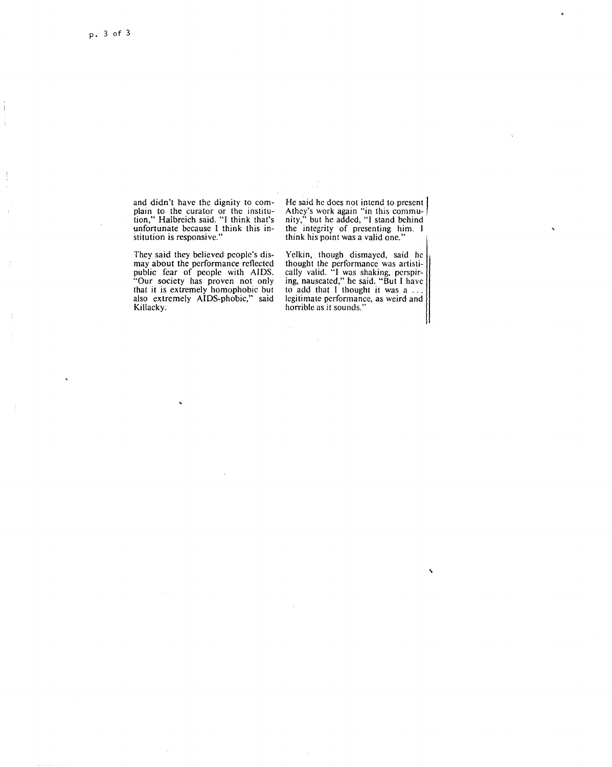and didn't have the dignity to complain to the curator or the institution," Halbreich said. "I think that's unfortunate because I think this institution is responsive."

They said they believed people's dismay about the performance reflected public fear of people with AIDS. "Our society has proven not only that it is extremely homophobic but also extremely AIDS-phobic," said Killacky.

He said he does not intend to present Athey's work again "in this community," but he added, "I stand behind the integrity of presenting him. I think his point was a valid one."

Yelkin, though dismayed, said he thought the performance was artistically valid. "I was shaking, perspiring, nauseated," he said. "But I have to add that I thought it was a ... legitimate performance, as weird and horrible as it sounds."